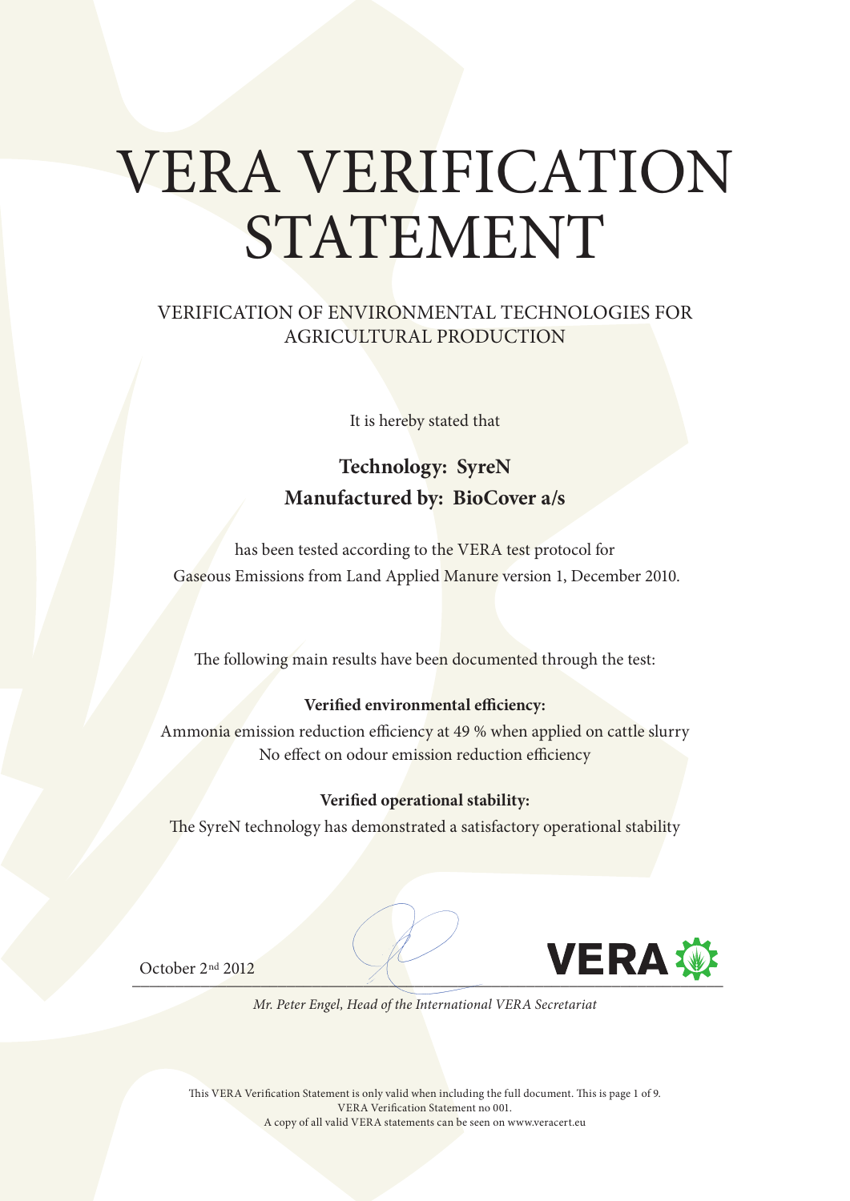# VERA VERIFICATION STATEMENT

## VERIFICATION OF ENVIRONMENTAL TECHNOLOGIES FOR AGRICULTURAL PRODUCTION

It is hereby stated that

**Technology: SyreN**
**Manufactured by: BioCover a/s**

has been tested according to the VERA test protocol for Gaseous Emissions from Land Applied Manure version 1, December 2010.

The following main results have been documented through the test:

**Verified environmental efficiency:**
Ammonia emission reduction efficiency at 49 % when applied on cattle slurry
No effect on odour emission reduction efficiency

**Verified operational stability:**
The SyreN technology has demonstrated a satisfactory operational stability

October 2nd 2012

*Mr. Peter Engel, Head of the International VERA Secretariat*

This VERA Verification Statement is only valid when including the full document. This is page 1 of 9.
VERA Verification Statement no 001.
A copy of all valid VERA statements can be seen on www.veracert.eu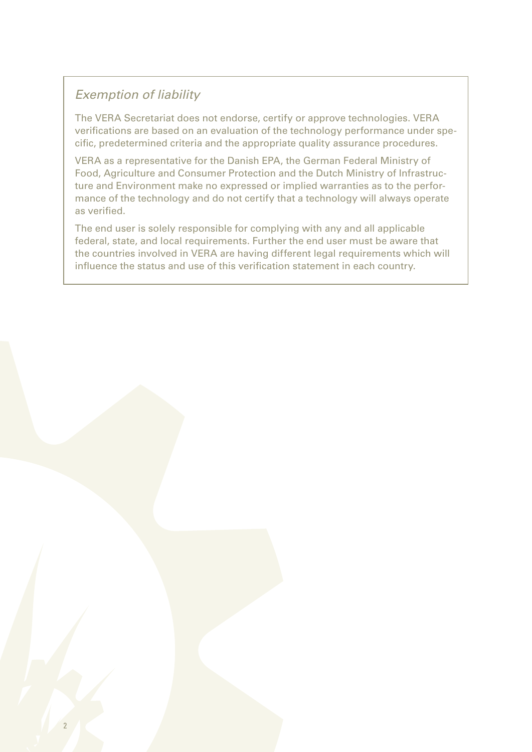## *Exemption of liability*

The VERA Secretariat does not endorse, certify or approve technologies. VERA verifications are based on an evaluation of the technology performance under specific, predetermined criteria and the appropriate quality assurance procedures.

VERA as a representative for the Danish EPA, the German Federal Ministry of Food, Agriculture and Consumer Protection and the Dutch Ministry of Infrastructure and Environment make no expressed or implied warranties as to the performance of the technology and do not certify that a technology will always operate as verified.

The end user is solely responsible for complying with any and all applicable federal, state, and local requirements. Further the end user must be aware that the countries involved in VERA are having different legal requirements which will influence the status and use of this verification statement in each country.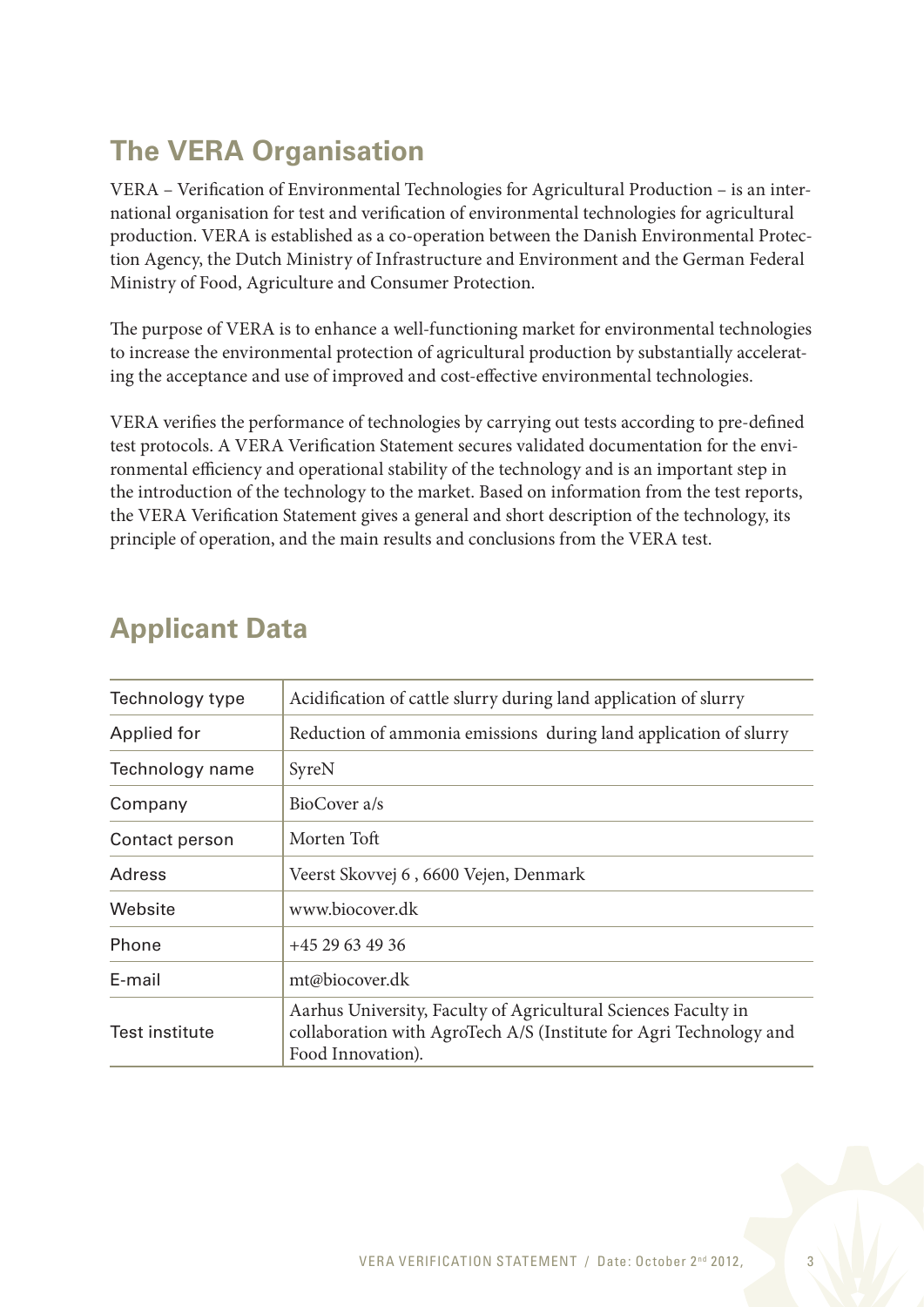## The VERA Organisation

VERA – Verification of Environmental Technologies for Agricultural Production – is an international organisation for test and verification of environmental technologies for agricultural production. VERA is established as a co-operation between the Danish Environmental Protection Agency, the Dutch Ministry of Infrastructure and Environment and the German Federal Ministry of Food, Agriculture and Consumer Protection.

The purpose of VERA is to enhance a well-functioning market for environmental technologies to increase the environmental protection of agricultural production by substantially accelerating the acceptance and use of improved and cost-effective environmental technologies.

VERA verifies the performance of technologies by carrying out tests according to pre-defined test protocols. A VERA Verification Statement secures validated documentation for the environmental efficiency and operational stability of the technology and is an important step in the introduction of the technology to the market. Based on information from the test reports, the VERA Verification Statement gives a general and short description of the technology, its principle of operation, and the main results and conclusions from the VERA test.

## Applicant Data

| | |
|---|---|
| Technology type | Acidification of cattle slurry during land application of slurry |
| Applied for | Reduction of ammonia emissions during land application of slurry |
| Technology name | SyreN |
| Company | BioCover a/s |
| Contact person | Morten Toft |
| Adress | Veerst Skovvej 6 , 6600 Vejen, Denmark |
| Website | www.biocover.dk |
| Phone | +45 29 63 49 36 |
| E-mail | mt@biocover.dk |
| Test institute | Aarhus University, Faculty of Agricultural Sciences Faculty in collaboration with AgroTech A/S (Institute for Agri Technology and Food Innovation). |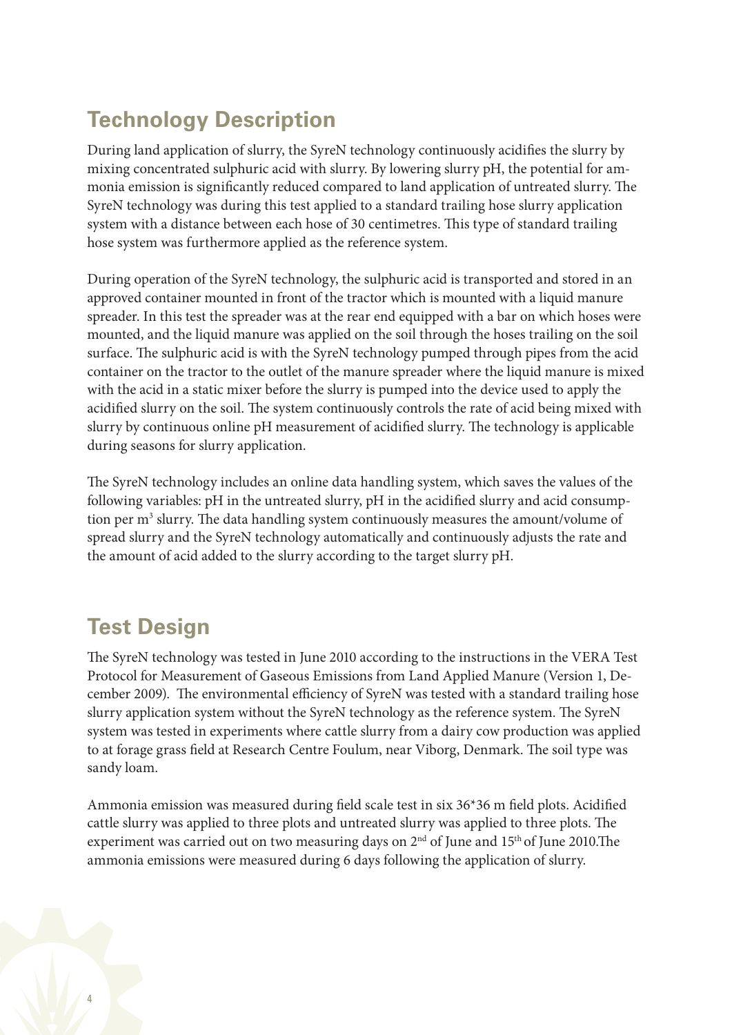## Technology Description

During land application of slurry, the SyreN technology continuously acidifies the slurry by mixing concentrated sulphuric acid with slurry. By lowering slurry pH, the potential for ammonia emission is significantly reduced compared to land application of untreated slurry. The SyreN technology was during this test applied to a standard trailing hose slurry application system with a distance between each hose of 30 centimetres. This type of standard trailing hose system was furthermore applied as the reference system.

During operation of the SyreN technology, the sulphuric acid is transported and stored in an approved container mounted in front of the tractor which is mounted with a liquid manure spreader. In this test the spreader was at the rear end equipped with a bar on which hoses were mounted, and the liquid manure was applied on the soil through the hoses trailing on the soil surface. The sulphuric acid is with the SyreN technology pumped through pipes from the acid container on the tractor to the outlet of the manure spreader where the liquid manure is mixed with the acid in a static mixer before the slurry is pumped into the device used to apply the acidified slurry on the soil. The system continuously controls the rate of acid being mixed with slurry by continuous online pH measurement of acidified slurry. The technology is applicable during seasons for slurry application.

The SyreN technology includes an online data handling system, which saves the values of the following variables: pH in the untreated slurry, pH in the acidified slurry and acid consumption per $m^3$ slurry. The data handling system continuously measures the amount/volume of spread slurry and the SyreN technology automatically and continuously adjusts the rate and the amount of acid added to the slurry according to the target slurry pH.

## Test Design

The SyreN technology was tested in June 2010 according to the instructions in the VERA Test Protocol for Measurement of Gaseous Emissions from Land Applied Manure (Version 1, December 2009). The environmental efficiency of SyreN was tested with a standard trailing hose slurry application system without the SyreN technology as the reference system. The SyreN system was tested in experiments where cattle slurry from a dairy cow production was applied to at forage grass field at Research Centre Foulum, near Viborg, Denmark. The soil type was sandy loam.

Ammonia emission was measured during field scale test in six 36*36 m field plots. Acidified cattle slurry was applied to three plots and untreated slurry was applied to three plots. The experiment was carried out on two measuring days on 2nd of June and 15th of June 2010.The ammonia emissions were measured during 6 days following the application of slurry.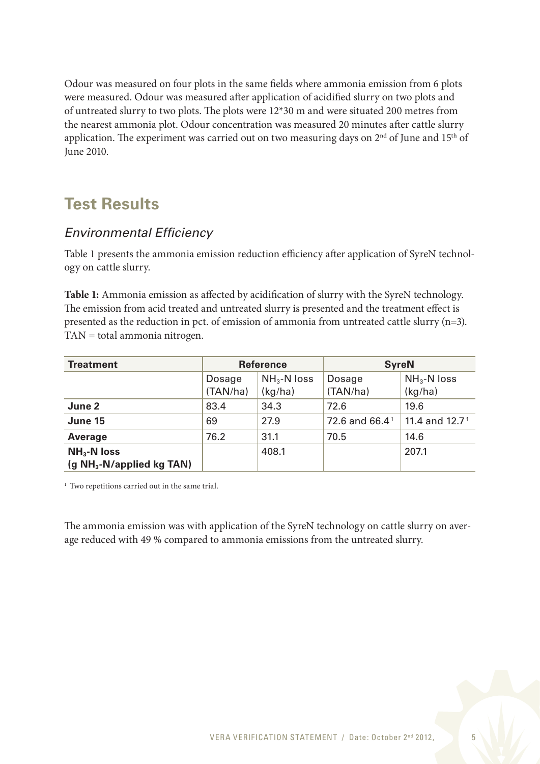Odour was measured on four plots in the same fields where ammonia emission from 6 plots were measured. Odour was measured after application of acidified slurry on two plots and of untreated slurry to two plots. The plots were 12*30 m and were situated 200 metres from the nearest ammonia plot. Odour concentration was measured 20 minutes after cattle slurry application. The experiment was carried out on two measuring days on 2nd of June and 15th of June 2010.

## Test Results

### *Environmental Efficiency*

Table 1 presents the ammonia emission reduction efficiency after application of SyreN technology on cattle slurry.

**Table 1:** Ammonia emission as affected by acidification of slurry with the SyreN technology. The emission from acid treated and untreated slurry is presented and the treatment effect is presented as the reduction in pct. of emission of ammonia from untreated cattle slurry (n=3). TAN = total ammonia nitrogen.

| **Treatment** | **Reference** | | **SyreN** | |
|---|---|---|---|---|
| | Dosage (TAN/ha) | $NH_3$-N loss (kg/ha) | Dosage (TAN/ha) | $NH_3$-N loss (kg/ha) |
| **June 2** | 83.4 | 34.3 | 72.6 | 19.6 |
| **June 15** | 69 | 27.9 | 72.6 and 66.4[1] | 11.4 and 12.7[1] |
| **Average** | 76.2 | 31.1 | 70.5 | 14.6 |
| **$NH_3$-N loss (g $NH_3$-N/applied kg TAN)** | | 408.1 | | 207.1 |

[1] Two repetitions carried out in the same trial.

The ammonia emission was with application of the SyreN technology on cattle slurry on average reduced with 49 % compared to ammonia emissions from the untreated slurry.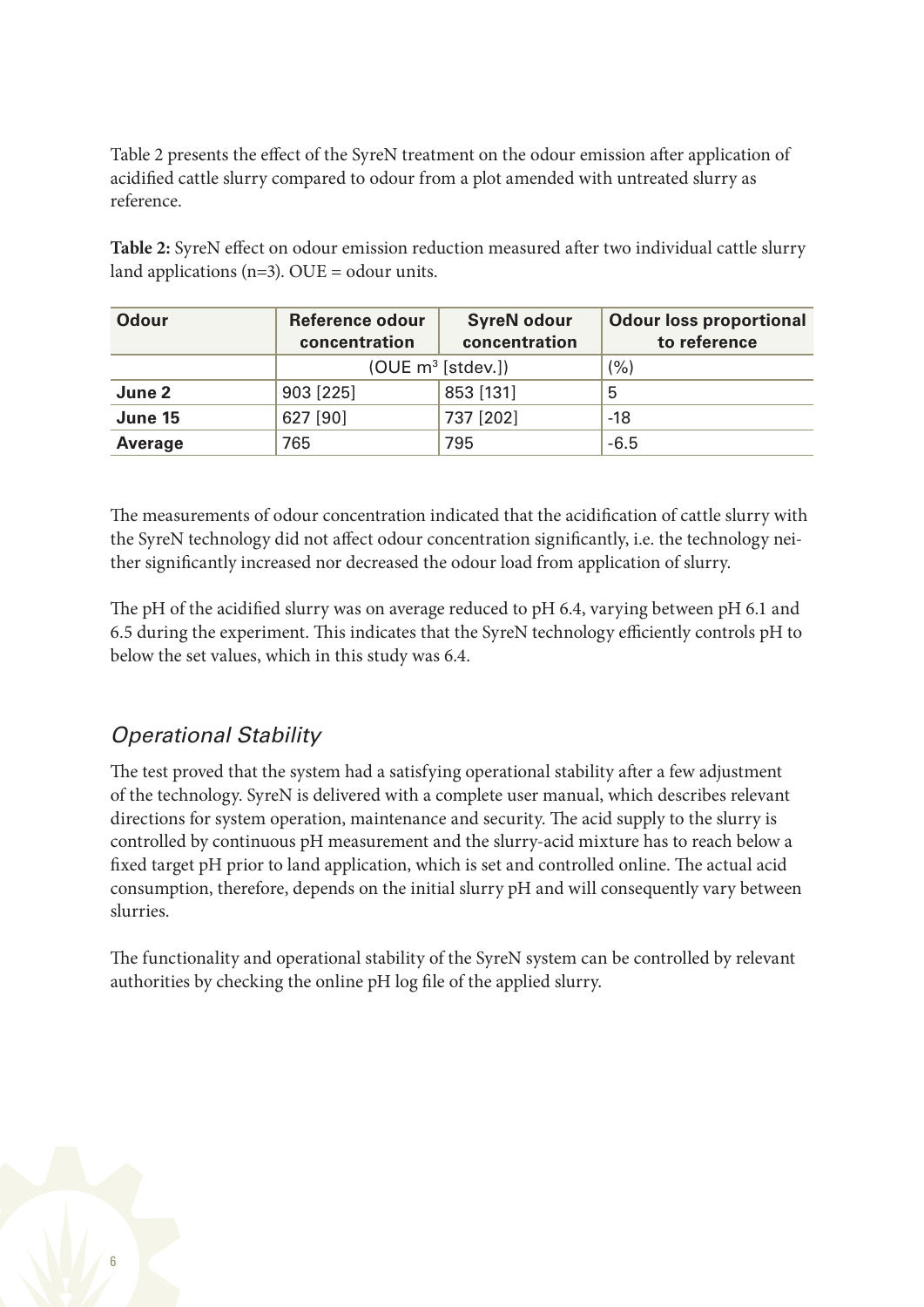Table 2 presents the effect of the SyreN treatment on the odour emission after application of acidified cattle slurry compared to odour from a plot amended with untreated slurry as reference.

**Table 2:** SyreN effect on odour emission reduction measured after two individual cattle slurry land applications (n=3). OUE = odour units.

| **Odour** | **Reference odour concentration** | **SyreN odour concentration** | **Odour loss proportional to reference** |
|---|---|---|---|
| | (OUE $m^3$ [stdev.]) | | (%) |
| **June 2** | 903 [225] | 853 [131] | 5 |
| **June 15** | 627 [90] | 737 [202] | -18 |
| **Average** | 765 | 795 | -6.5 |

The measurements of odour concentration indicated that the acidification of cattle slurry with the SyreN technology did not affect odour concentration significantly, i.e. the technology neither significantly increased nor decreased the odour load from application of slurry.

The pH of the acidified slurry was on average reduced to pH 6.4, varying between pH 6.1 and 6.5 during the experiment. This indicates that the SyreN technology efficiently controls pH to below the set values, which in this study was 6.4.

## *Operational Stability*

The test proved that the system had a satisfying operational stability after a few adjustment of the technology. SyreN is delivered with a complete user manual, which describes relevant directions for system operation, maintenance and security. The acid supply to the slurry is controlled by continuous pH measurement and the slurry-acid mixture has to reach below a fixed target pH prior to land application, which is set and controlled online. The actual acid consumption, therefore, depends on the initial slurry pH and will consequently vary between slurries.

The functionality and operational stability of the SyreN system can be controlled by relevant authorities by checking the online pH log file of the applied slurry.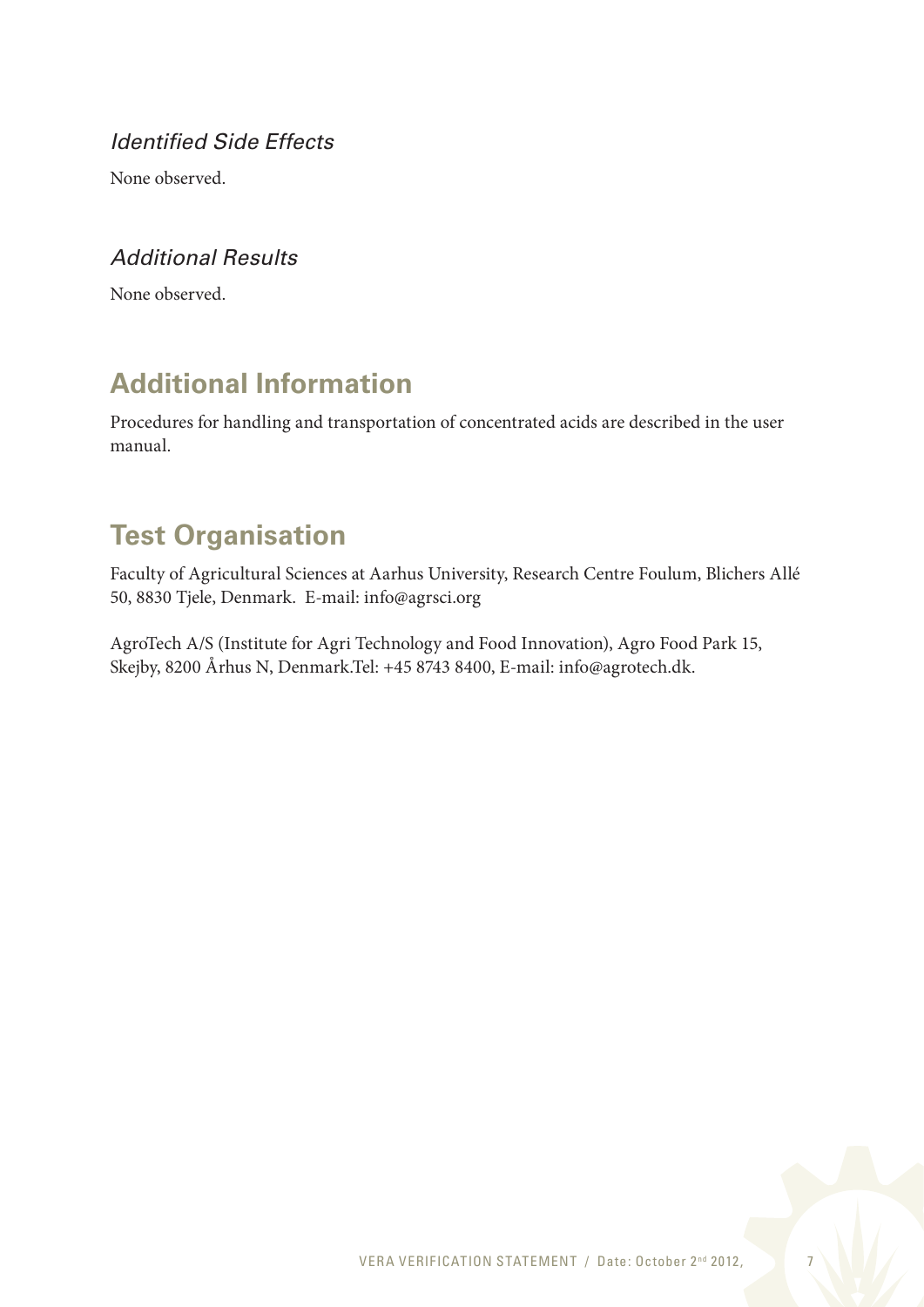### *Identified Side Effects*

None observed.

### *Additional Results*

None observed.

## Additional Information

Procedures for handling and transportation of concentrated acids are described in the user manual.

## Test Organisation

Faculty of Agricultural Sciences at Aarhus University, Research Centre Foulum, Blichers Allé 50, 8830 Tjele, Denmark.  E-mail: info@agrsci.org

AgroTech A/S (Institute for Agri Technology and Food Innovation), Agro Food Park 15, Skejby, 8200 Århus N, Denmark.Tel: +45 8743 8400, E-mail: info@agrotech.dk.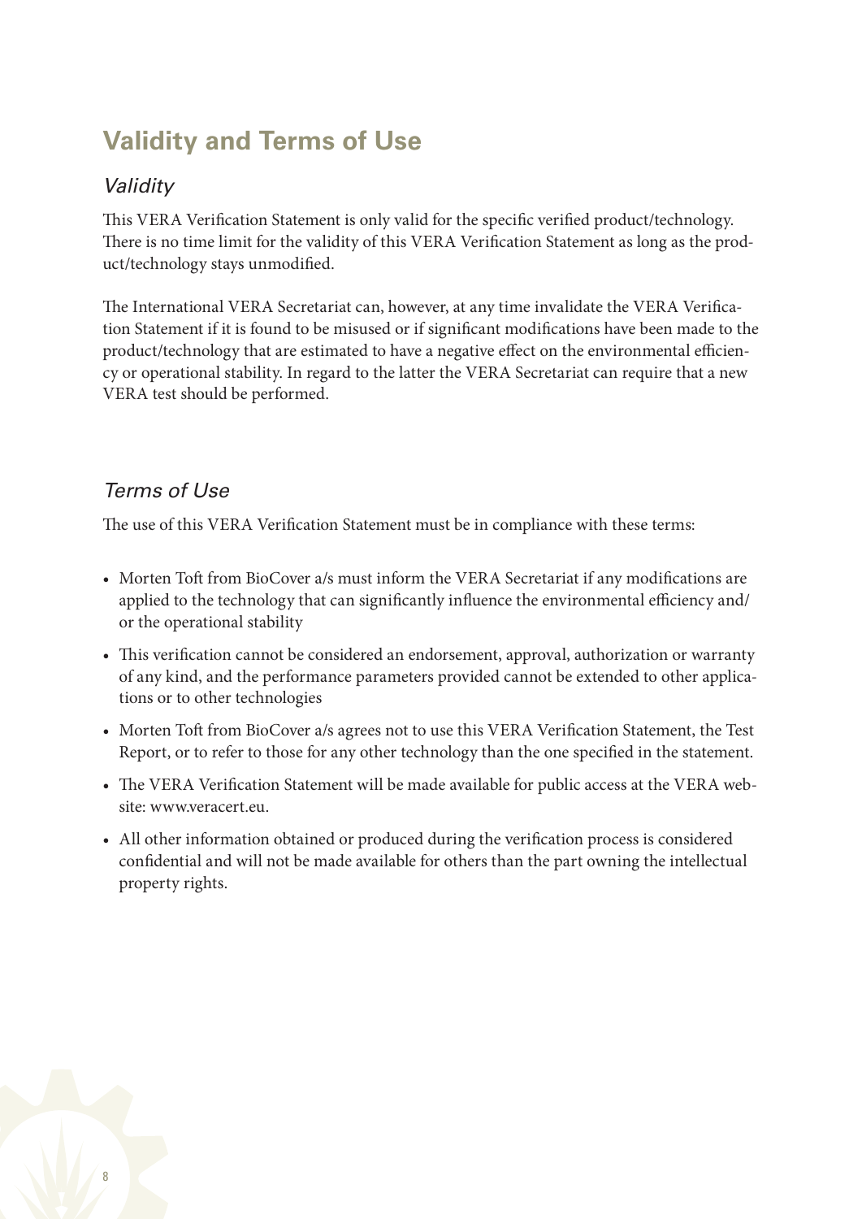# Validity and Terms of Use

## *Validity*

This VERA Verification Statement is only valid for the specific verified product/technology. There is no time limit for the validity of this VERA Verification Statement as long as the product/technology stays unmodified.

The International VERA Secretariat can, however, at any time invalidate the VERA Verification Statement if it is found to be misused or if significant modifications have been made to the product/technology that are estimated to have a negative effect on the environmental efficiency or operational stability. In regard to the latter the VERA Secretariat can require that a new VERA test should be performed.

## *Terms of Use*

The use of this VERA Verification Statement must be in compliance with these terms:

- Morten Toft from BioCover a/s must inform the VERA Secretariat if any modifications are applied to the technology that can significantly influence the environmental efficiency and/or the operational stability
- This verification cannot be considered an endorsement, approval, authorization or warranty of any kind, and the performance parameters provided cannot be extended to other applications or to other technologies
- Morten Toft from BioCover a/s agrees not to use this VERA Verification Statement, the Test Report, or to refer to those for any other technology than the one specified in the statement.
- The VERA Verification Statement will be made available for public access at the VERA website: www.veracert.eu.
- All other information obtained or produced during the verification process is considered confidential and will not be made available for others than the part owning the intellectual property rights.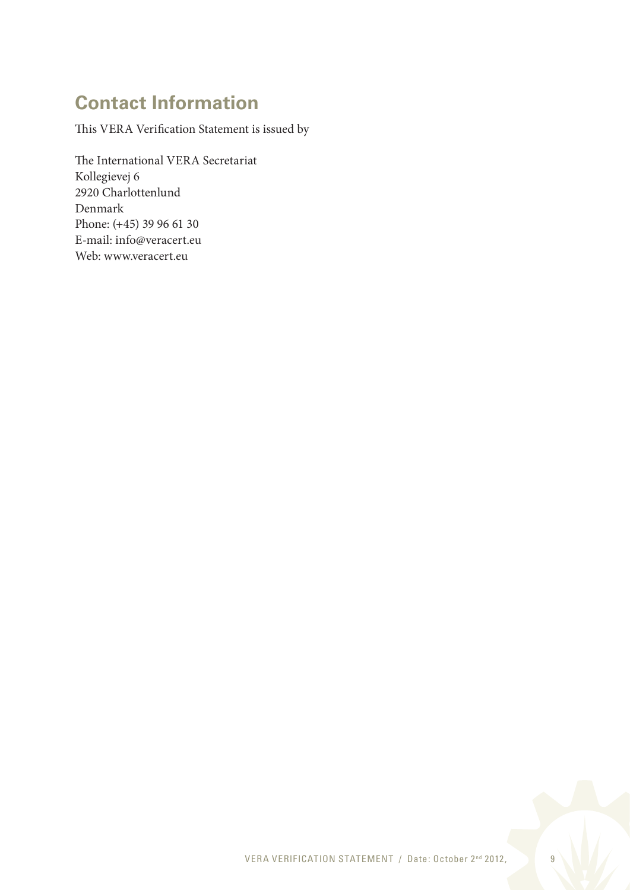## Contact Information

This VERA Verification Statement is issued by

The International VERA Secretariat
Kollegievej 6
2920 Charlottenlund
Denmark
Phone: (+45) 39 96 61 30
E-mail: info@veracert.eu
Web: www.veracert.eu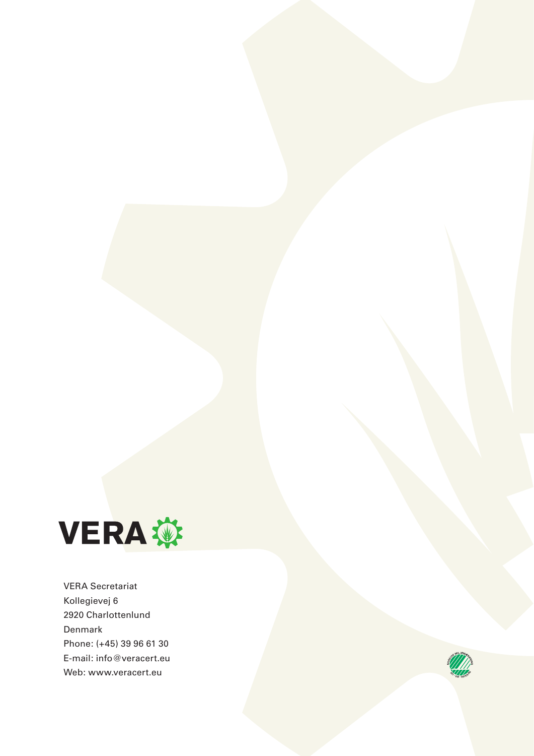VERA

VERA Secretariat
Kollegievej 6
2920 Charlottenlund
Denmark
Phone: (+45) 39 96 61 30
E-mail: info@veracert.eu
Web: www.veracert.eu